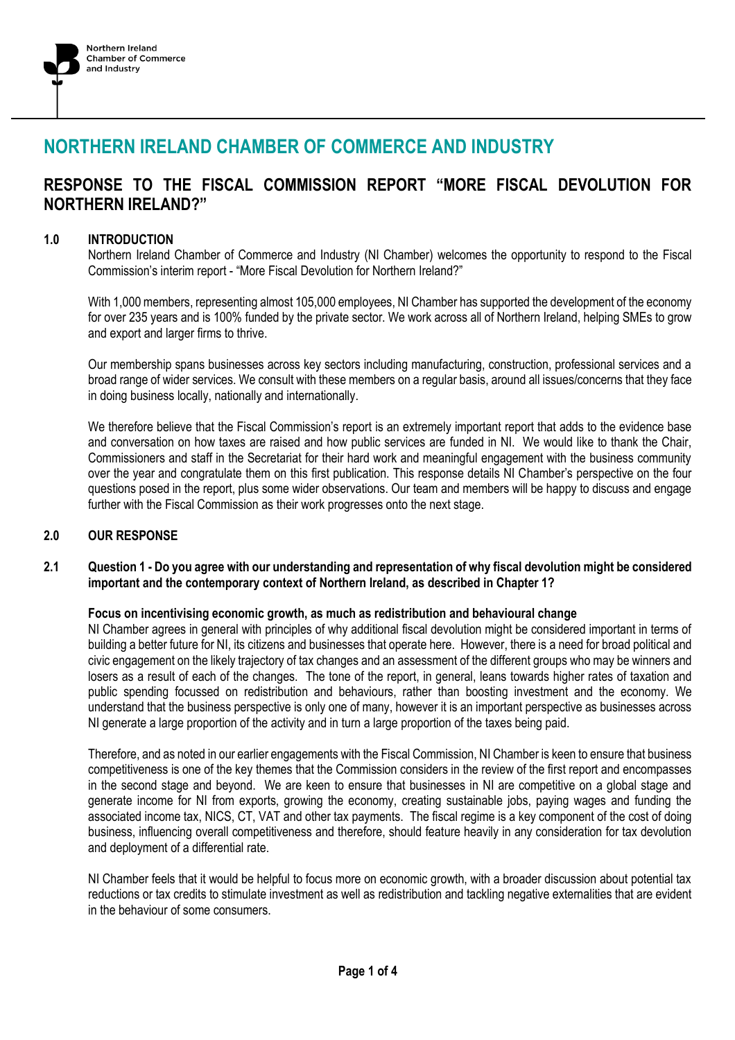Northern Ireland Chamber of Commerce and Industry

# NORTHERN IRELAND CHAMBER OF COMMERCE AND INDUSTRY

## RESPONSE TO THE FISCAL COMMISSION REPORT "MORE FISCAL DEVOLUTION FOR NORTHERN IRELAND?"

### 1.0 INTRODUCTION

Northern Ireland Chamber of Commerce and Industry (NI Chamber) welcomes the opportunity to respond to the Fiscal Commission's interim report - "More Fiscal Devolution for Northern Ireland?"

With 1,000 members, representing almost 105,000 employees, NI Chamber has supported the development of the economy for over 235 years and is 100% funded by the private sector. We work across all of Northern Ireland, helping SMEs to grow and export and larger firms to thrive.

Our membership spans businesses across key sectors including manufacturing, construction, professional services and a broad range of wider services. We consult with these members on a regular basis, around all issues/concerns that they face in doing business locally, nationally and internationally.

We therefore believe that the Fiscal Commission's report is an extremely important report that adds to the evidence base and conversation on how taxes are raised and how public services are funded in NI. We would like to thank the Chair, Commissioners and staff in the Secretariat for their hard work and meaningful engagement with the business community over the year and congratulate them on this first publication. This response details NI Chamber's perspective on the four questions posed in the report, plus some wider observations. Our team and members will be happy to discuss and engage further with the Fiscal Commission as their work progresses onto the next stage.

### 2.0 OUR RESPONSE

#### 2.1 Question 1 - Do you agree with our understanding and representation of why fiscal devolution might be considered important and the contemporary context of Northern Ireland, as described in Chapter 1?

**Focus on incentivising economic growth, as much as redistribution and behavioural change**

NI Chamber agrees in general with principles of why additional fiscal devolution might be considered important in terms of building a better future for NI, its citizens and businesses that operate here. However, there is a need for broad political and civic engagement on the likely trajectory of tax changes and an assessment of the different groups who may be winners and losers as a result of each of the changes. The tone of the report, in general, leans towards higher rates of taxation and public spending focussed on redistribution and behaviours, rather than boosting investment and the economy. We understand that the business perspective is only one of many, however it is an important perspective as businesses across NI generate a large proportion of the activity and in turn a large proportion of the taxes being paid.

Therefore, and as noted in our earlier engagements with the Fiscal Commission, NI Chamber is keen to ensure that business competitiveness is one of the key themes that the Commission considers in the review of the first report and encompasses in the second stage and beyond. We are keen to ensure that businesses in NI are competitive on a global stage and generate income for NI from exports, growing the economy, creating sustainable jobs, paying wages and funding the associated income tax, NICS, CT, VAT and other tax payments. The fiscal regime is a key component of the cost of doing business, influencing overall competitiveness and therefore, should feature heavily in any consideration for tax devolution and deployment of a differential rate.

NI Chamber feels that it would be helpful to focus more on economic growth, with a broader discussion about potential tax reductions or tax credits to stimulate investment as well as redistribution and tackling negative externalities that are evident in the behaviour of some consumers.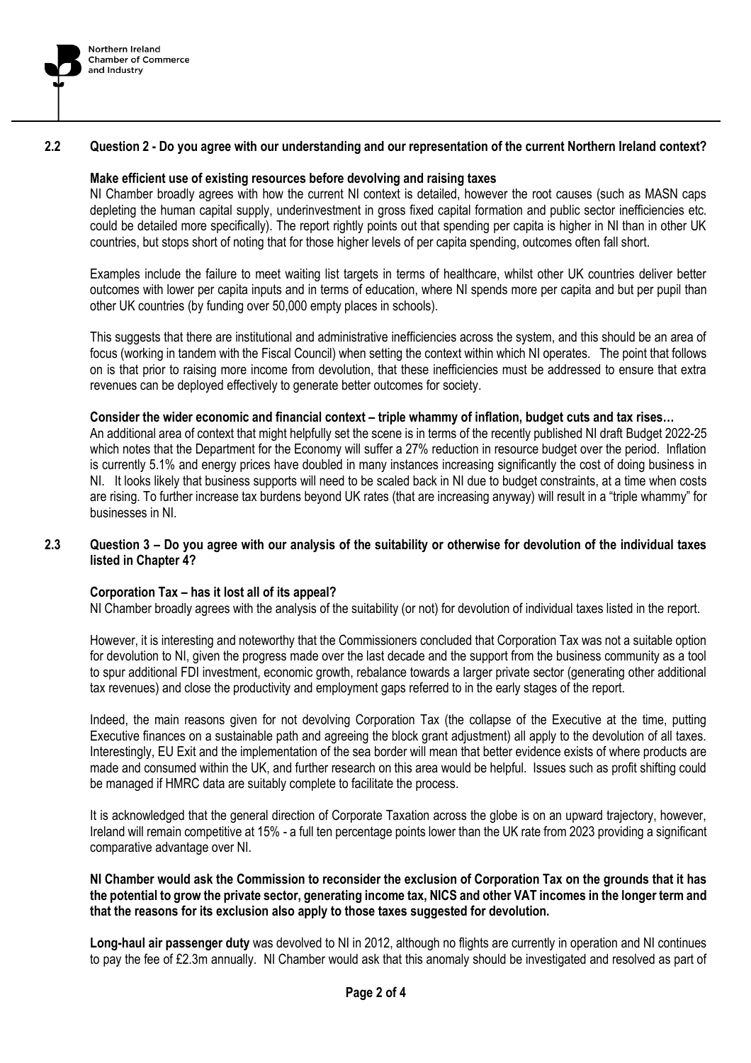## 2.2 Question 2 - Do you agree with our understanding and our representation of the current Northern Ireland context?

**Make efficient use of existing resources before devolving and raising taxes**

NI Chamber broadly agrees with how the current NI context is detailed, however the root causes (such as MASN caps depleting the human capital supply, underinvestment in gross fixed capital formation and public sector inefficiencies etc. could be detailed more specifically). The report rightly points out that spending per capita is higher in NI than in other UK countries, but stops short of noting that for those higher levels of per capita spending, outcomes often fall short.

Examples include the failure to meet waiting list targets in terms of healthcare, whilst other UK countries deliver better outcomes with lower per capita inputs and in terms of education, where NI spends more per capita and but per pupil than other UK countries (by funding over 50,000 empty places in schools).

This suggests that there are institutional and administrative inefficiencies across the system, and this should be an area of focus (working in tandem with the Fiscal Council) when setting the context within which NI operates. The point that follows on is that prior to raising more income from devolution, that these inefficiencies must be addressed to ensure that extra revenues can be deployed effectively to generate better outcomes for society.

**Consider the wider economic and financial context – triple whammy of inflation, budget cuts and tax rises…**

An additional area of context that might helpfully set the scene is in terms of the recently published NI draft Budget 2022-25 which notes that the Department for the Economy will suffer a 27% reduction in resource budget over the period. Inflation is currently 5.1% and energy prices have doubled in many instances increasing significantly the cost of doing business in NI. It looks likely that business supports will need to be scaled back in NI due to budget constraints, at a time when costs are rising. To further increase tax burdens beyond UK rates (that are increasing anyway) will result in a "triple whammy" for businesses in NI.

## 2.3 Question 3 – Do you agree with our analysis of the suitability or otherwise for devolution of the individual taxes listed in Chapter 4?

**Corporation Tax – has it lost all of its appeal?**

NI Chamber broadly agrees with the analysis of the suitability (or not) for devolution of individual taxes listed in the report.

However, it is interesting and noteworthy that the Commissioners concluded that Corporation Tax was not a suitable option for devolution to NI, given the progress made over the last decade and the support from the business community as a tool to spur additional FDI investment, economic growth, rebalance towards a larger private sector (generating other additional tax revenues) and close the productivity and employment gaps referred to in the early stages of the report.

Indeed, the main reasons given for not devolving Corporation Tax (the collapse of the Executive at the time, putting Executive finances on a sustainable path and agreeing the block grant adjustment) all apply to the devolution of all taxes. Interestingly, EU Exit and the implementation of the sea border will mean that better evidence exists of where products are made and consumed within the UK, and further research on this area would be helpful. Issues such as profit shifting could be managed if HMRC data are suitably complete to facilitate the process.

It is acknowledged that the general direction of Corporate Taxation across the globe is on an upward trajectory, however, Ireland will remain competitive at 15% - a full ten percentage points lower than the UK rate from 2023 providing a significant comparative advantage over NI.

**NI Chamber would ask the Commission to reconsider the exclusion of Corporation Tax on the grounds that it has the potential to grow the private sector, generating income tax, NICS and other VAT incomes in the longer term and that the reasons for its exclusion also apply to those taxes suggested for devolution.**

**Long-haul air passenger duty** was devolved to NI in 2012, although no flights are currently in operation and NI continues to pay the fee of £2.3m annually. NI Chamber would ask that this anomaly should be investigated and resolved as part of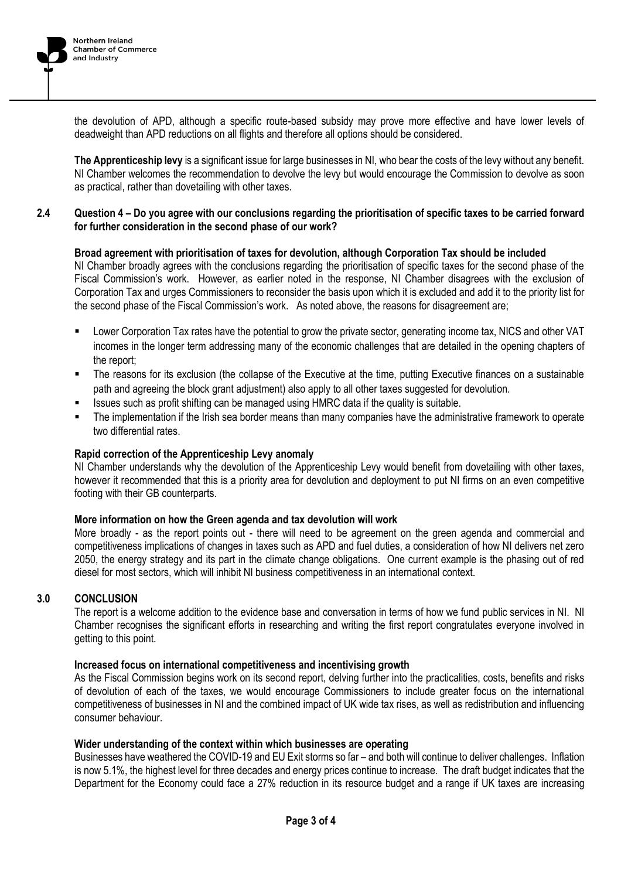the devolution of APD, although a specific route-based subsidy may prove more effective and have lower levels of deadweight than APD reductions on all flights and therefore all options should be considered.

**The Apprenticeship levy** is a significant issue for large businesses in NI, who bear the costs of the levy without any benefit. NI Chamber welcomes the recommendation to devolve the levy but would encourage the Commission to devolve as soon as practical, rather than dovetailing with other taxes.

## 2.4 Question 4 – Do you agree with our conclusions regarding the prioritisation of specific taxes to be carried forward for further consideration in the second phase of our work?

**Broad agreement with prioritisation of taxes for devolution, although Corporation Tax should be included**

NI Chamber broadly agrees with the conclusions regarding the prioritisation of specific taxes for the second phase of the Fiscal Commission's work. However, as earlier noted in the response, NI Chamber disagrees with the exclusion of Corporation Tax and urges Commissioners to reconsider the basis upon which it is excluded and add it to the priority list for the second phase of the Fiscal Commission's work. As noted above, the reasons for disagreement are;

- Lower Corporation Tax rates have the potential to grow the private sector, generating income tax, NICS and other VAT incomes in the longer term addressing many of the economic challenges that are detailed in the opening chapters of the report;
- The reasons for its exclusion (the collapse of the Executive at the time, putting Executive finances on a sustainable path and agreeing the block grant adjustment) also apply to all other taxes suggested for devolution.
- Issues such as profit shifting can be managed using HMRC data if the quality is suitable.
- The implementation if the Irish sea border means than many companies have the administrative framework to operate two differential rates.

**Rapid correction of the Apprenticeship Levy anomaly**

NI Chamber understands why the devolution of the Apprenticeship Levy would benefit from dovetailing with other taxes, however it recommended that this is a priority area for devolution and deployment to put NI firms on an even competitive footing with their GB counterparts.

**More information on how the Green agenda and tax devolution will work**

More broadly - as the report points out - there will need to be agreement on the green agenda and commercial and competitiveness implications of changes in taxes such as APD and fuel duties, a consideration of how NI delivers net zero 2050, the energy strategy and its part in the climate change obligations. One current example is the phasing out of red diesel for most sectors, which will inhibit NI business competitiveness in an international context.

## 3.0 CONCLUSION

The report is a welcome addition to the evidence base and conversation in terms of how we fund public services in NI. NI Chamber recognises the significant efforts in researching and writing the first report congratulates everyone involved in getting to this point.

**Increased focus on international competitiveness and incentivising growth**

As the Fiscal Commission begins work on its second report, delving further into the practicalities, costs, benefits and risks of devolution of each of the taxes, we would encourage Commissioners to include greater focus on the international competitiveness of businesses in NI and the combined impact of UK wide tax rises, as well as redistribution and influencing consumer behaviour.

**Wider understanding of the context within which businesses are operating**

Businesses have weathered the COVID-19 and EU Exit storms so far – and both will continue to deliver challenges. Inflation is now 5.1%, the highest level for three decades and energy prices continue to increase. The draft budget indicates that the Department for the Economy could face a 27% reduction in its resource budget and a range if UK taxes are increasing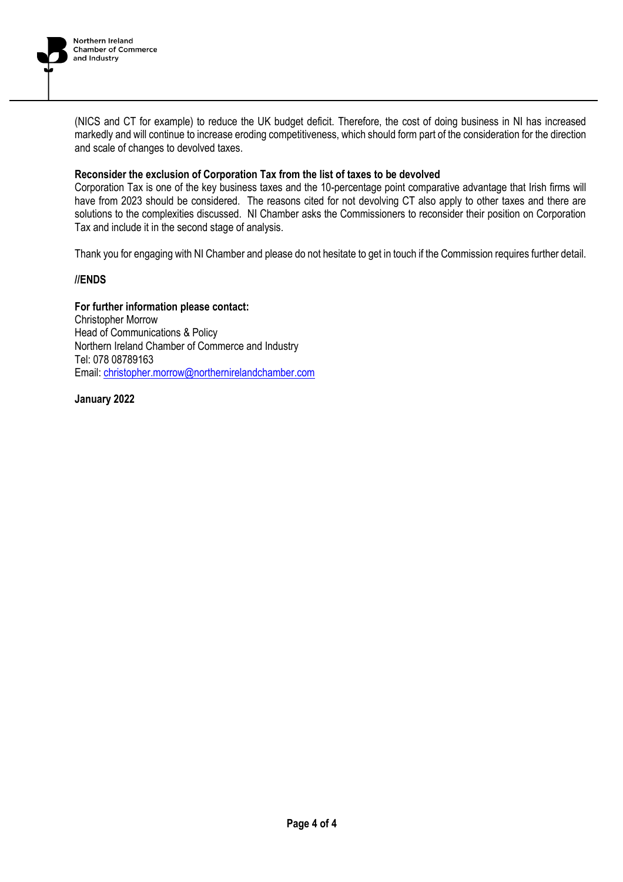(NICS and CT for example) to reduce the UK budget deficit. Therefore, the cost of doing business in NI has increased markedly and will continue to increase eroding competitiveness, which should form part of the consideration for the direction and scale of changes to devolved taxes.

**Reconsider the exclusion of Corporation Tax from the list of taxes to be devolved**

Corporation Tax is one of the key business taxes and the 10-percentage point comparative advantage that Irish firms will have from 2023 should be considered. The reasons cited for not devolving CT also apply to other taxes and there are solutions to the complexities discussed. NI Chamber asks the Commissioners to reconsider their position on Corporation Tax and include it in the second stage of analysis.

Thank you for engaging with NI Chamber and please do not hesitate to get in touch if the Commission requires further detail.

**//ENDS**

**For further information please contact:**

Christopher Morrow
Head of Communications & Policy
Northern Ireland Chamber of Commerce and Industry
Tel: 078 08789163
Email: christopher.morrow@northernirelandchamber.com

**January 2022**